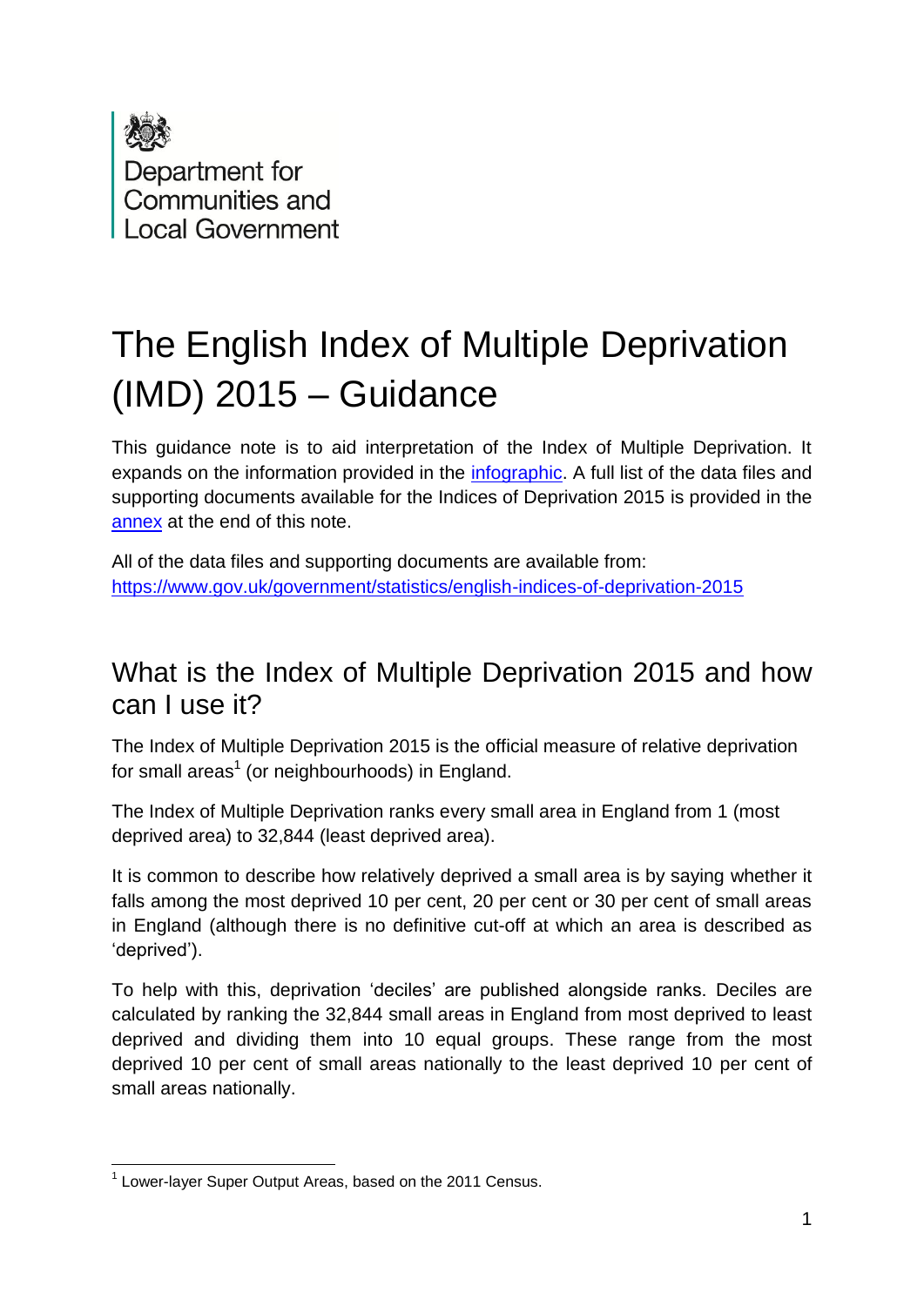Department for Communities and Local Government

# The English Index of Multiple Deprivation (IMD) 2015 – Guidance

This guidance note is to aid interpretation of the Index of Multiple Deprivation. It expands on the information provided in the infographic. A full list of the data files and supporting documents available for the Indices of Deprivation 2015 is provided in the annex at the end of this note.

All of the data files and supporting documents are available from:
https://www.gov.uk/government/statistics/english-indices-of-deprivation-2015

## What is the Index of Multiple Deprivation 2015 and how can I use it?

The Index of Multiple Deprivation 2015 is the official measure of relative deprivation for small areas[1] (or neighbourhoods) in England.

The Index of Multiple Deprivation ranks every small area in England from 1 (most deprived area) to 32,844 (least deprived area).

It is common to describe how relatively deprived a small area is by saying whether it falls among the most deprived 10 per cent, 20 per cent or 30 per cent of small areas in England (although there is no definitive cut-off at which an area is described as 'deprived').

To help with this, deprivation 'deciles' are published alongside ranks. Deciles are calculated by ranking the 32,844 small areas in England from most deprived to least deprived and dividing them into 10 equal groups. These range from the most deprived 10 per cent of small areas nationally to the least deprived 10 per cent of small areas nationally.

---

[1] Lower-layer Super Output Areas, based on the 2011 Census.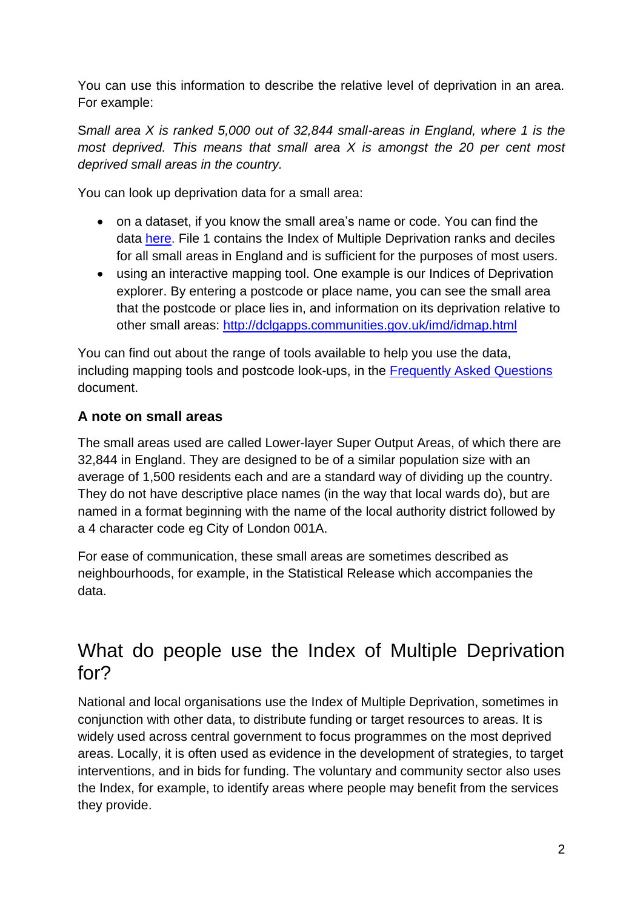You can use this information to describe the relative level of deprivation in an area. For example:

*Small area X is ranked 5,000 out of 32,844 small-areas in England, where 1 is the most deprived. This means that small area X is amongst the 20 per cent most deprived small areas in the country.*

You can look up deprivation data for a small area:

- on a dataset, if you know the small area's name or code. You can find the data here. File 1 contains the Index of Multiple Deprivation ranks and deciles for all small areas in England and is sufficient for the purposes of most users.
- using an interactive mapping tool. One example is our Indices of Deprivation explorer. By entering a postcode or place name, you can see the small area that the postcode or place lies in, and information on its deprivation relative to other small areas: http://dclgapps.communities.gov.uk/imd/idmap.html

You can find out about the range of tools available to help you use the data, including mapping tools and postcode look-ups, in the Frequently Asked Questions document.

### A note on small areas

The small areas used are called Lower-layer Super Output Areas, of which there are 32,844 in England. They are designed to be of a similar population size with an average of 1,500 residents each and are a standard way of dividing up the country. They do not have descriptive place names (in the way that local wards do), but are named in a format beginning with the name of the local authority district followed by a 4 character code eg City of London 001A.

For ease of communication, these small areas are sometimes described as neighbourhoods, for example, in the Statistical Release which accompanies the data.

## What do people use the Index of Multiple Deprivation for?

National and local organisations use the Index of Multiple Deprivation, sometimes in conjunction with other data, to distribute funding or target resources to areas. It is widely used across central government to focus programmes on the most deprived areas. Locally, it is often used as evidence in the development of strategies, to target interventions, and in bids for funding. The voluntary and community sector also uses the Index, for example, to identify areas where people may benefit from the services they provide.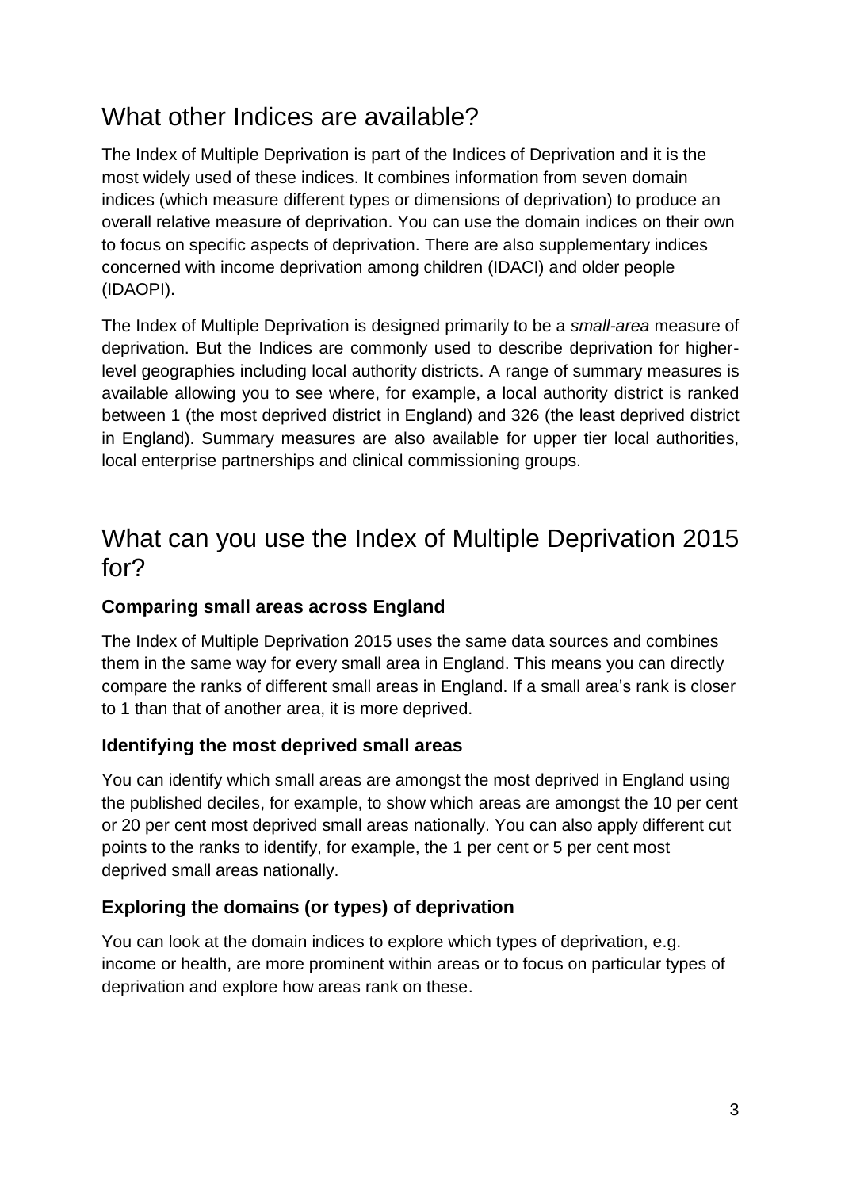## What other Indices are available?

The Index of Multiple Deprivation is part of the Indices of Deprivation and it is the most widely used of these indices. It combines information from seven domain indices (which measure different types or dimensions of deprivation) to produce an overall relative measure of deprivation. You can use the domain indices on their own to focus on specific aspects of deprivation. There are also supplementary indices concerned with income deprivation among children (IDACI) and older people (IDAOPI).

The Index of Multiple Deprivation is designed primarily to be a *small-area* measure of deprivation. But the Indices are commonly used to describe deprivation for higher-level geographies including local authority districts. A range of summary measures is available allowing you to see where, for example, a local authority district is ranked between 1 (the most deprived district in England) and 326 (the least deprived district in England). Summary measures are also available for upper tier local authorities, local enterprise partnerships and clinical commissioning groups.

## What can you use the Index of Multiple Deprivation 2015 for?

### Comparing small areas across England

The Index of Multiple Deprivation 2015 uses the same data sources and combines them in the same way for every small area in England. This means you can directly compare the ranks of different small areas in England. If a small area's rank is closer to 1 than that of another area, it is more deprived.

### Identifying the most deprived small areas

You can identify which small areas are amongst the most deprived in England using the published deciles, for example, to show which areas are amongst the 10 per cent or 20 per cent most deprived small areas nationally. You can also apply different cut points to the ranks to identify, for example, the 1 per cent or 5 per cent most deprived small areas nationally.

### Exploring the domains (or types) of deprivation

You can look at the domain indices to explore which types of deprivation, e.g. income or health, are more prominent within areas or to focus on particular types of deprivation and explore how areas rank on these.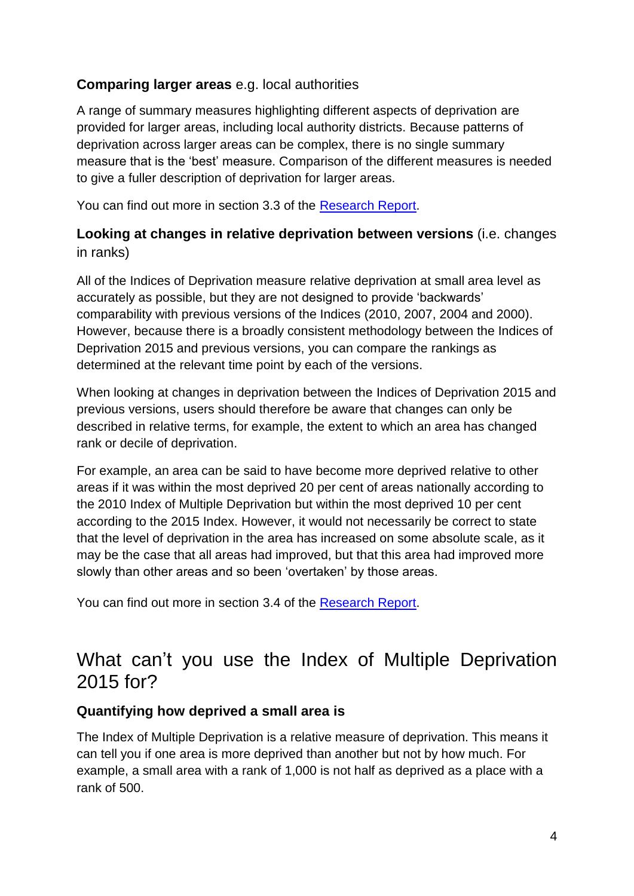**Comparing larger areas** e.g. local authorities

A range of summary measures highlighting different aspects of deprivation are provided for larger areas, including local authority districts. Because patterns of deprivation across larger areas can be complex, there is no single summary measure that is the 'best' measure. Comparison of the different measures is needed to give a fuller description of deprivation for larger areas.

You can find out more in section 3.3 of the Research Report.

**Looking at changes in relative deprivation between versions** (i.e. changes in ranks)

All of the Indices of Deprivation measure relative deprivation at small area level as accurately as possible, but they are not designed to provide 'backwards' comparability with previous versions of the Indices (2010, 2007, 2004 and 2000). However, because there is a broadly consistent methodology between the Indices of Deprivation 2015 and previous versions, you can compare the rankings as determined at the relevant time point by each of the versions.

When looking at changes in deprivation between the Indices of Deprivation 2015 and previous versions, users should therefore be aware that changes can only be described in relative terms, for example, the extent to which an area has changed rank or decile of deprivation.

For example, an area can be said to have become more deprived relative to other areas if it was within the most deprived 20 per cent of areas nationally according to the 2010 Index of Multiple Deprivation but within the most deprived 10 per cent according to the 2015 Index. However, it would not necessarily be correct to state that the level of deprivation in the area has increased on some absolute scale, as it may be the case that all areas had improved, but that this area had improved more slowly than other areas and so been 'overtaken' by those areas.

You can find out more in section 3.4 of the Research Report.

## What can't you use the Index of Multiple Deprivation 2015 for?

**Quantifying how deprived a small area is**

The Index of Multiple Deprivation is a relative measure of deprivation. This means it can tell you if one area is more deprived than another but not by how much. For example, a small area with a rank of 1,000 is not half as deprived as a place with a rank of 500.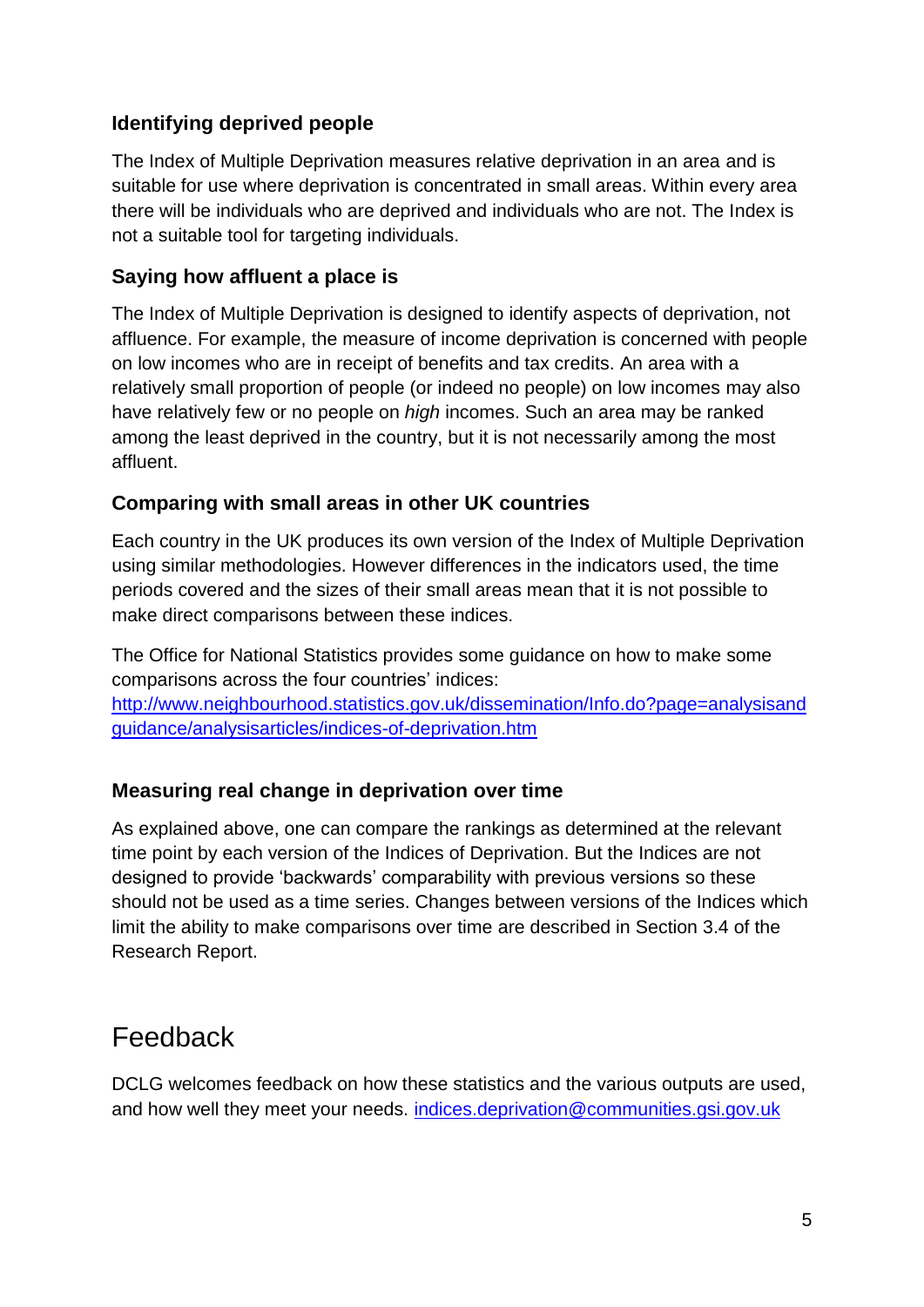### Identifying deprived people

The Index of Multiple Deprivation measures relative deprivation in an area and is suitable for use where deprivation is concentrated in small areas. Within every area there will be individuals who are deprived and individuals who are not. The Index is not a suitable tool for targeting individuals.

### Saying how affluent a place is

The Index of Multiple Deprivation is designed to identify aspects of deprivation, not affluence. For example, the measure of income deprivation is concerned with people on low incomes who are in receipt of benefits and tax credits. An area with a relatively small proportion of people (or indeed no people) on low incomes may also have relatively few or no people on *high* incomes. Such an area may be ranked among the least deprived in the country, but it is not necessarily among the most affluent.

### Comparing with small areas in other UK countries

Each country in the UK produces its own version of the Index of Multiple Deprivation using similar methodologies. However differences in the indicators used, the time periods covered and the sizes of their small areas mean that it is not possible to make direct comparisons between these indices.

The Office for National Statistics provides some guidance on how to make some comparisons across the four countries' indices:
[http://www.neighbourhood.statistics.gov.uk/dissemination/Info.do?page=analysisandguidance/analysisarticles/indices-of-deprivation.htm](http://www.neighbourhood.statistics.gov.uk/dissemination/Info.do?page=analysisandguidance/analysisarticles/indices-of-deprivation.htm)

### Measuring real change in deprivation over time

As explained above, one can compare the rankings as determined at the relevant time point by each version of the Indices of Deprivation. But the Indices are not designed to provide 'backwards' comparability with previous versions so these should not be used as a time series. Changes between versions of the Indices which limit the ability to make comparisons over time are described in Section 3.4 of the Research Report.

## Feedback

DCLG welcomes feedback on how these statistics and the various outputs are used, and how well they meet your needs. [indices.deprivation@communities.gsi.gov.uk](mailto:indices.deprivation@communities.gsi.gov.uk)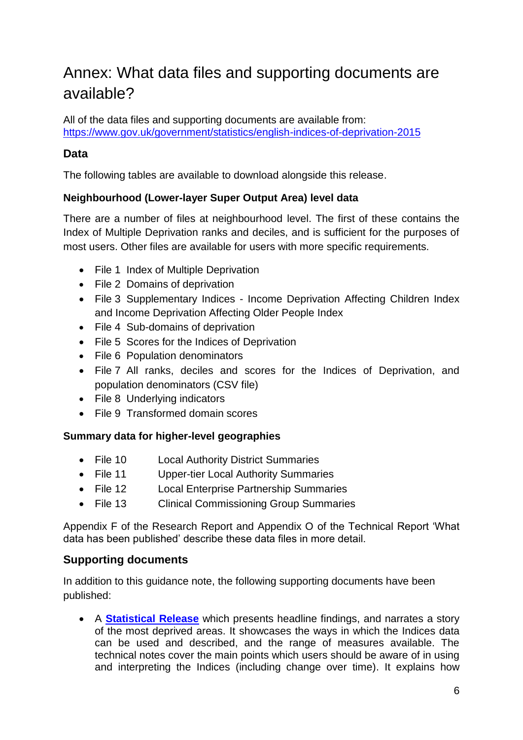# Annex: What data files and supporting documents are available?

All of the data files and supporting documents are available from: https://www.gov.uk/government/statistics/english-indices-of-deprivation-2015

### Data

The following tables are available to download alongside this release.

#### Neighbourhood (Lower-layer Super Output Area) level data

There are a number of files at neighbourhood level. The first of these contains the Index of Multiple Deprivation ranks and deciles, and is sufficient for the purposes of most users. Other files are available for users with more specific requirements.

- File 1 Index of Multiple Deprivation
- File 2 Domains of deprivation
- File 3 Supplementary Indices - Income Deprivation Affecting Children Index and Income Deprivation Affecting Older People Index
- File 4 Sub-domains of deprivation
- File 5 Scores for the Indices of Deprivation
- File 6 Population denominators
- File 7 All ranks, deciles and scores for the Indices of Deprivation, and population denominators (CSV file)
- File 8 Underlying indicators
- File 9 Transformed domain scores

#### Summary data for higher-level geographies

- File 10 Local Authority District Summaries
- File 11 Upper-tier Local Authority Summaries
- File 12 Local Enterprise Partnership Summaries
- File 13 Clinical Commissioning Group Summaries

Appendix F of the Research Report and Appendix O of the Technical Report 'What data has been published' describe these data files in more detail.

### Supporting documents

In addition to this guidance note, the following supporting documents have been published:

- A **Statistical Release** which presents headline findings, and narrates a story of the most deprived areas. It showcases the ways in which the Indices data can be used and described, and the range of measures available. The technical notes cover the main points which users should be aware of in using and interpreting the Indices (including change over time). It explains how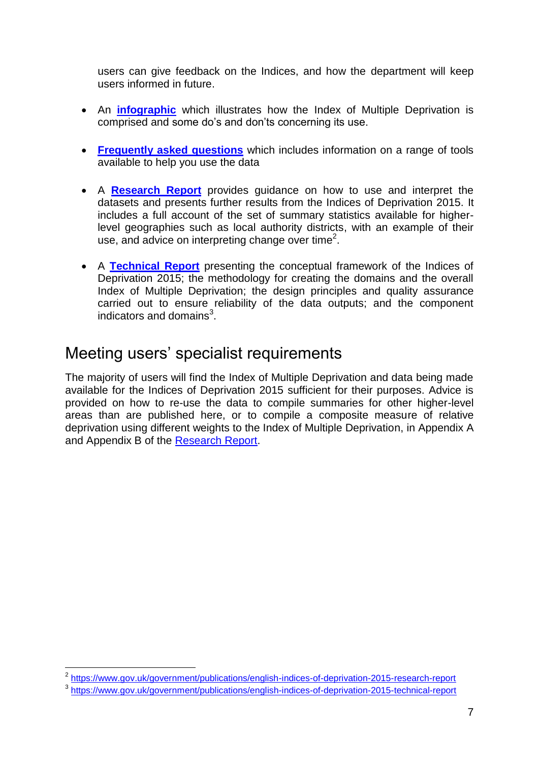users can give feedback on the Indices, and how the department will keep users informed in future.

- An **infographic** which illustrates how the Index of Multiple Deprivation is comprised and some do's and don'ts concerning its use.

- **Frequently asked questions** which includes information on a range of tools available to help you use the data

- A **Research Report** provides guidance on how to use and interpret the datasets and presents further results from the Indices of Deprivation 2015. It includes a full account of the set of summary statistics available for higher-level geographies such as local authority districts, with an example of their use, and advice on interpreting change over time[2].

- A **Technical Report** presenting the conceptual framework of the Indices of Deprivation 2015; the methodology for creating the domains and the overall Index of Multiple Deprivation; the design principles and quality assurance carried out to ensure reliability of the data outputs; and the component indicators and domains[3].

## Meeting users' specialist requirements

The majority of users will find the Index of Multiple Deprivation and data being made available for the Indices of Deprivation 2015 sufficient for their purposes. Advice is provided on how to re-use the data to compile summaries for other higher-level areas than are published here, or to compile a composite measure of relative deprivation using different weights to the Index of Multiple Deprivation, in Appendix A and Appendix B of the Research Report.

---

[2] https://www.gov.uk/government/publications/english-indices-of-deprivation-2015-research-report

[3] https://www.gov.uk/government/publications/english-indices-of-deprivation-2015-technical-report